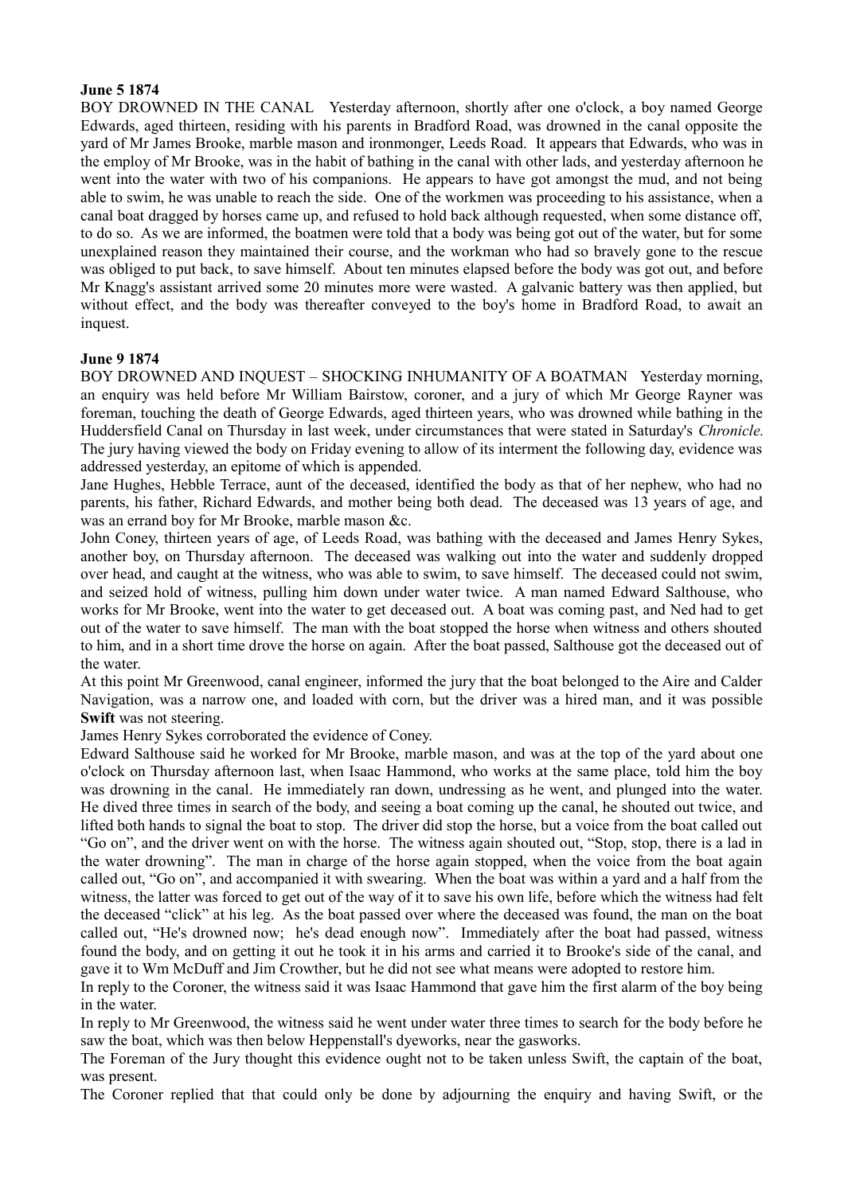**June 5 1874**

BOY DROWNED IN THE CANAL Yesterday afternoon, shortly after one o'clock, a boy named George Edwards, aged thirteen, residing with his parents in Bradford Road, was drowned in the canal opposite the yard of Mr James Brooke, marble mason and ironmonger, Leeds Road. It appears that Edwards, who was in the employ of Mr Brooke, was in the habit of bathing in the canal with other lads, and yesterday afternoon he went into the water with two of his companions. He appears to have got amongst the mud, and not being able to swim, he was unable to reach the side. One of the workmen was proceeding to his assistance, when a canal boat dragged by horses came up, and refused to hold back although requested, when some distance off, to do so. As we are informed, the boatmen were told that a body was being got out of the water, but for some unexplained reason they maintained their course, and the workman who had so bravely gone to the rescue was obliged to put back, to save himself. About ten minutes elapsed before the body was got out, and before Mr Knagg's assistant arrived some 20 minutes more were wasted. A galvanic battery was then applied, but without effect, and the body was thereafter conveyed to the boy's home in Bradford Road, to await an inquest.

**June 9 1874**

BOY DROWNED AND INQUEST – SHOCKING INHUMANITY OF A BOATMAN Yesterday morning, an enquiry was held before Mr William Bairstow, coroner, and a jury of which Mr George Rayner was foreman, touching the death of George Edwards, aged thirteen years, who was drowned while bathing in the Huddersfield Canal on Thursday in last week, under circumstances that were stated in Saturday's *Chronicle.* The jury having viewed the body on Friday evening to allow of its interment the following day, evidence was addressed yesterday, an epitome of which is appended.

Jane Hughes, Hebble Terrace, aunt of the deceased, identified the body as that of her nephew, who had no parents, his father, Richard Edwards, and mother being both dead. The deceased was 13 years of age, and was an errand boy for Mr Brooke, marble mason &c.

John Coney, thirteen years of age, of Leeds Road, was bathing with the deceased and James Henry Sykes, another boy, on Thursday afternoon. The deceased was walking out into the water and suddenly dropped over head, and caught at the witness, who was able to swim, to save himself. The deceased could not swim, and seized hold of witness, pulling him down under water twice. A man named Edward Salthouse, who works for Mr Brooke, went into the water to get deceased out. A boat was coming past, and Ned had to get out of the water to save himself. The man with the boat stopped the horse when witness and others shouted to him, and in a short time drove the horse on again. After the boat passed, Salthouse got the deceased out of the water.

At this point Mr Greenwood, canal engineer, informed the jury that the boat belonged to the Aire and Calder Navigation, was a narrow one, and loaded with corn, but the driver was a hired man, and it was possible **Swift** was not steering.

James Henry Sykes corroborated the evidence of Coney.

Edward Salthouse said he worked for Mr Brooke, marble mason, and was at the top of the yard about one o'clock on Thursday afternoon last, when Isaac Hammond, who works at the same place, told him the boy was drowning in the canal. He immediately ran down, undressing as he went, and plunged into the water. He dived three times in search of the body, and seeing a boat coming up the canal, he shouted out twice, and lifted both hands to signal the boat to stop. The driver did stop the horse, but a voice from the boat called out "Go on", and the driver went on with the horse. The witness again shouted out, "Stop, stop, there is a lad in the water drowning". The man in charge of the horse again stopped, when the voice from the boat again called out, "Go on", and accompanied it with swearing. When the boat was within a yard and a half from the witness, the latter was forced to get out of the way of it to save his own life, before which the witness had felt the deceased "click" at his leg. As the boat passed over where the deceased was found, the man on the boat called out, "He's drowned now; he's dead enough now". Immediately after the boat had passed, witness found the body, and on getting it out he took it in his arms and carried it to Brooke's side of the canal, and gave it to Wm McDuff and Jim Crowther, but he did not see what means were adopted to restore him.

In reply to the Coroner, the witness said it was Isaac Hammond that gave him the first alarm of the boy being in the water.

In reply to Mr Greenwood, the witness said he went under water three times to search for the body before he saw the boat, which was then below Heppenstall's dyeworks, near the gasworks.

The Foreman of the Jury thought this evidence ought not to be taken unless Swift, the captain of the boat, was present.

The Coroner replied that that could only be done by adjourning the enquiry and having Swift, or the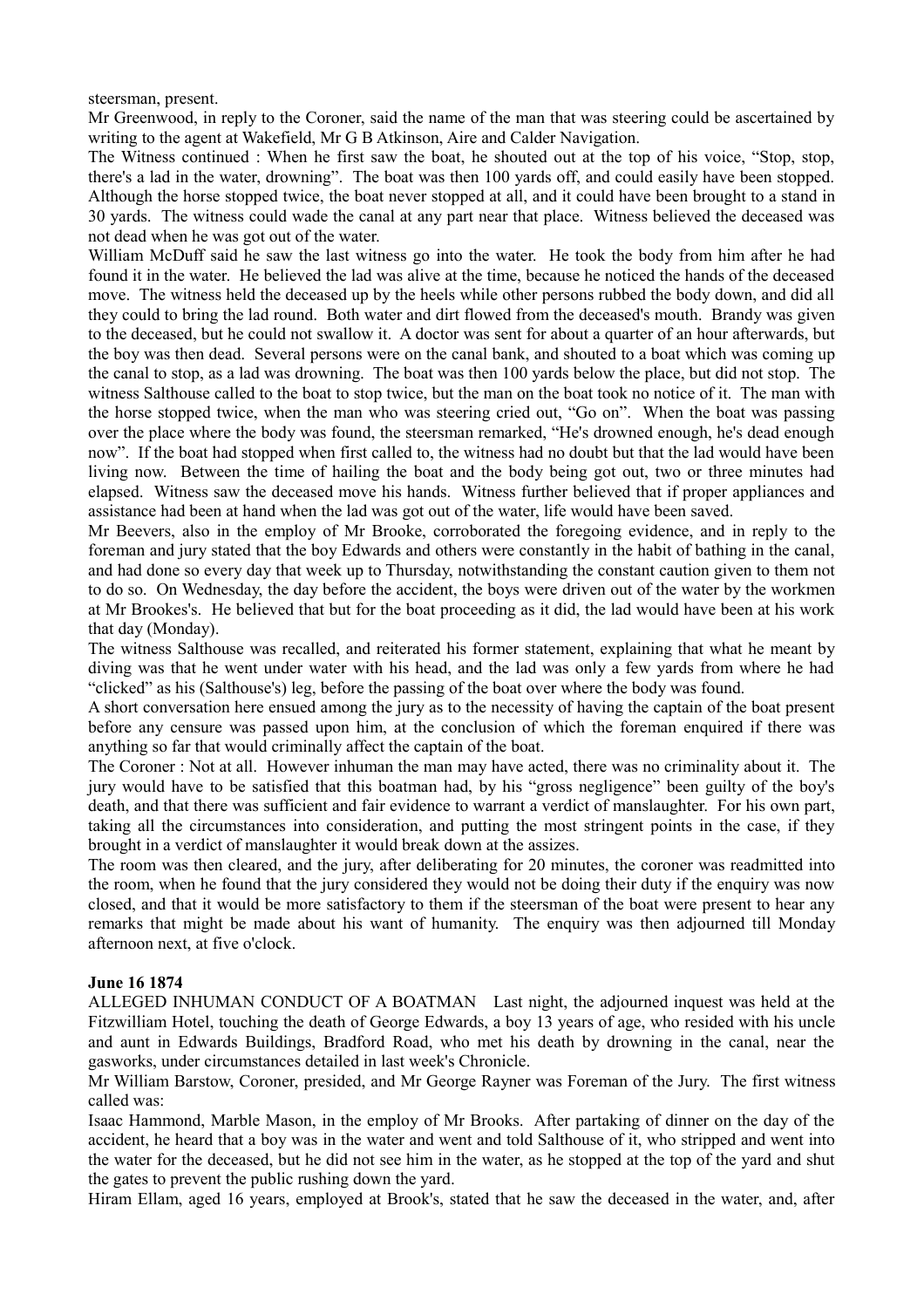steersman, present.

Mr Greenwood, in reply to the Coroner, said the name of the man that was steering could be ascertained by writing to the agent at Wakefield, Mr G B Atkinson, Aire and Calder Navigation.

The Witness continued : When he first saw the boat, he shouted out at the top of his voice, "Stop, stop, there's a lad in the water, drowning". The boat was then 100 yards off, and could easily have been stopped. Although the horse stopped twice, the boat never stopped at all, and it could have been brought to a stand in 30 yards. The witness could wade the canal at any part near that place. Witness believed the deceased was not dead when he was got out of the water.

William McDuff said he saw the last witness go into the water. He took the body from him after he had found it in the water. He believed the lad was alive at the time, because he noticed the hands of the deceased move. The witness held the deceased up by the heels while other persons rubbed the body down, and did all they could to bring the lad round. Both water and dirt flowed from the deceased's mouth. Brandy was given to the deceased, but he could not swallow it. A doctor was sent for about a quarter of an hour afterwards, but the boy was then dead. Several persons were on the canal bank, and shouted to a boat which was coming up the canal to stop, as a lad was drowning. The boat was then 100 yards below the place, but did not stop. The witness Salthouse called to the boat to stop twice, but the man on the boat took no notice of it. The man with the horse stopped twice, when the man who was steering cried out, "Go on". When the boat was passing over the place where the body was found, the steersman remarked, "He's drowned enough, he's dead enough now". If the boat had stopped when first called to, the witness had no doubt but that the lad would have been living now. Between the time of hailing the boat and the body being got out, two or three minutes had elapsed. Witness saw the deceased move his hands. Witness further believed that if proper appliances and assistance had been at hand when the lad was got out of the water, life would have been saved.

Mr Beevers, also in the employ of Mr Brooke, corroborated the foregoing evidence, and in reply to the foreman and jury stated that the boy Edwards and others were constantly in the habit of bathing in the canal, and had done so every day that week up to Thursday, notwithstanding the constant caution given to them not to do so. On Wednesday, the day before the accident, the boys were driven out of the water by the workmen at Mr Brookes's. He believed that but for the boat proceeding as it did, the lad would have been at his work that day (Monday).

The witness Salthouse was recalled, and reiterated his former statement, explaining that what he meant by diving was that he went under water with his head, and the lad was only a few yards from where he had "clicked" as his (Salthouse's) leg, before the passing of the boat over where the body was found.

A short conversation here ensued among the jury as to the necessity of having the captain of the boat present before any censure was passed upon him, at the conclusion of which the foreman enquired if there was anything so far that would criminally affect the captain of the boat.

The Coroner : Not at all. However inhuman the man may have acted, there was no criminality about it. The jury would have to be satisfied that this boatman had, by his "gross negligence" been guilty of the boy's death, and that there was sufficient and fair evidence to warrant a verdict of manslaughter. For his own part, taking all the circumstances into consideration, and putting the most stringent points in the case, if they brought in a verdict of manslaughter it would break down at the assizes.

The room was then cleared, and the jury, after deliberating for 20 minutes, the coroner was readmitted into the room, when he found that the jury considered they would not be doing their duty if the enquiry was now closed, and that it would be more satisfactory to them if the steersman of the boat were present to hear any remarks that might be made about his want of humanity. The enquiry was then adjourned till Monday afternoon next, at five o'clock.

**June 16 1874**

ALLEGED INHUMAN CONDUCT OF A BOATMAN Last night, the adjourned inquest was held at the Fitzwilliam Hotel, touching the death of George Edwards, a boy 13 years of age, who resided with his uncle and aunt in Edwards Buildings, Bradford Road, who met his death by drowning in the canal, near the gasworks, under circumstances detailed in last week's Chronicle.

Mr William Barstow, Coroner, presided, and Mr George Rayner was Foreman of the Jury. The first witness called was:

Isaac Hammond, Marble Mason, in the employ of Mr Brooks. After partaking of dinner on the day of the accident, he heard that a boy was in the water and went and told Salthouse of it, who stripped and went into the water for the deceased, but he did not see him in the water, as he stopped at the top of the yard and shut the gates to prevent the public rushing down the yard.

Hiram Ellam, aged 16 years, employed at Brook's, stated that he saw the deceased in the water, and, after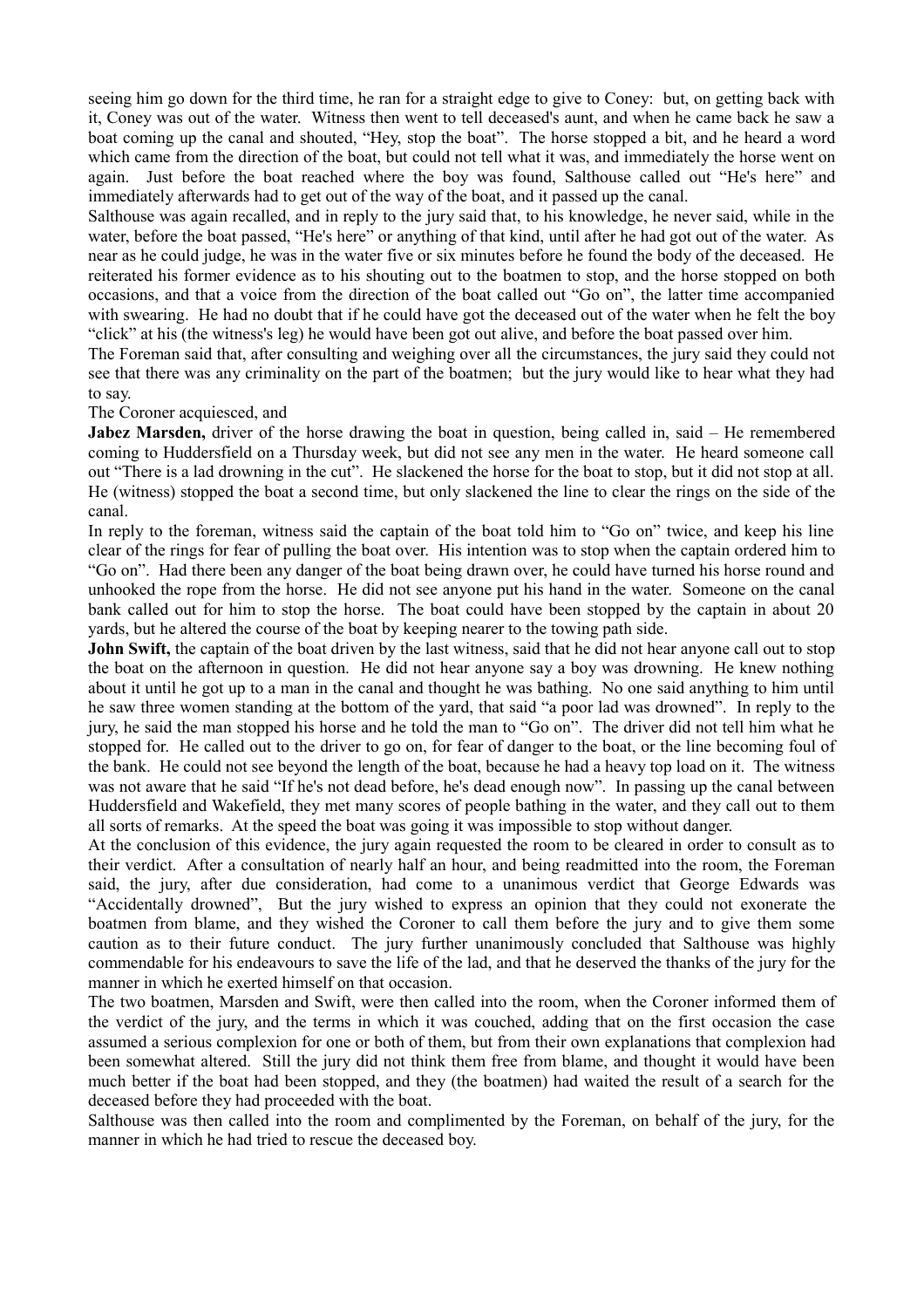seeing him go down for the third time, he ran for a straight edge to give to Coney: but, on getting back with it, Coney was out of the water. Witness then went to tell deceased's aunt, and when he came back he saw a boat coming up the canal and shouted, "Hey, stop the boat". The horse stopped a bit, and he heard a word which came from the direction of the boat, but could not tell what it was, and immediately the horse went on again. Just before the boat reached where the boy was found, Salthouse called out "He's here" and immediately afterwards had to get out of the way of the boat, and it passed up the canal.

Salthouse was again recalled, and in reply to the jury said that, to his knowledge, he never said, while in the water, before the boat passed, "He's here" or anything of that kind, until after he had got out of the water. As near as he could judge, he was in the water five or six minutes before he found the body of the deceased. He reiterated his former evidence as to his shouting out to the boatmen to stop, and the horse stopped on both occasions, and that a voice from the direction of the boat called out "Go on", the latter time accompanied with swearing. He had no doubt that if he could have got the deceased out of the water when he felt the boy "click" at his (the witness's leg) he would have been got out alive, and before the boat passed over him.

The Foreman said that, after consulting and weighing over all the circumstances, the jury said they could not see that there was any criminality on the part of the boatmen; but the jury would like to hear what they had to say.

The Coroner acquiesced, and

**Jabez Marsden,** driver of the horse drawing the boat in question, being called in, said – He remembered coming to Huddersfield on a Thursday week, but did not see any men in the water. He heard someone call out "There is a lad drowning in the cut". He slackened the horse for the boat to stop, but it did not stop at all. He (witness) stopped the boat a second time, but only slackened the line to clear the rings on the side of the canal.

In reply to the foreman, witness said the captain of the boat told him to "Go on" twice, and keep his line clear of the rings for fear of pulling the boat over. His intention was to stop when the captain ordered him to "Go on". Had there been any danger of the boat being drawn over, he could have turned his horse round and unhooked the rope from the horse. He did not see anyone put his hand in the water. Someone on the canal bank called out for him to stop the horse. The boat could have been stopped by the captain in about 20 yards, but he altered the course of the boat by keeping nearer to the towing path side.

**John Swift,** the captain of the boat driven by the last witness, said that he did not hear anyone call out to stop the boat on the afternoon in question. He did not hear anyone say a boy was drowning. He knew nothing about it until he got up to a man in the canal and thought he was bathing. No one said anything to him until he saw three women standing at the bottom of the yard, that said "a poor lad was drowned". In reply to the jury, he said the man stopped his horse and he told the man to "Go on". The driver did not tell him what he stopped for. He called out to the driver to go on, for fear of danger to the boat, or the line becoming foul of the bank. He could not see beyond the length of the boat, because he had a heavy top load on it. The witness was not aware that he said "If he's not dead before, he's dead enough now". In passing up the canal between Huddersfield and Wakefield, they met many scores of people bathing in the water, and they call out to them all sorts of remarks. At the speed the boat was going it was impossible to stop without danger.

At the conclusion of this evidence, the jury again requested the room to be cleared in order to consult as to their verdict. After a consultation of nearly half an hour, and being readmitted into the room, the Foreman said, the jury, after due consideration, had come to a unanimous verdict that George Edwards was "Accidentally drowned", But the jury wished to express an opinion that they could not exonerate the boatmen from blame, and they wished the Coroner to call them before the jury and to give them some caution as to their future conduct. The jury further unanimously concluded that Salthouse was highly commendable for his endeavours to save the life of the lad, and that he deserved the thanks of the jury for the manner in which he exerted himself on that occasion.

The two boatmen, Marsden and Swift, were then called into the room, when the Coroner informed them of the verdict of the jury, and the terms in which it was couched, adding that on the first occasion the case assumed a serious complexion for one or both of them, but from their own explanations that complexion had been somewhat altered. Still the jury did not think them free from blame, and thought it would have been much better if the boat had been stopped, and they (the boatmen) had waited the result of a search for the deceased before they had proceeded with the boat.

Salthouse was then called into the room and complimented by the Foreman, on behalf of the jury, for the manner in which he had tried to rescue the deceased boy.